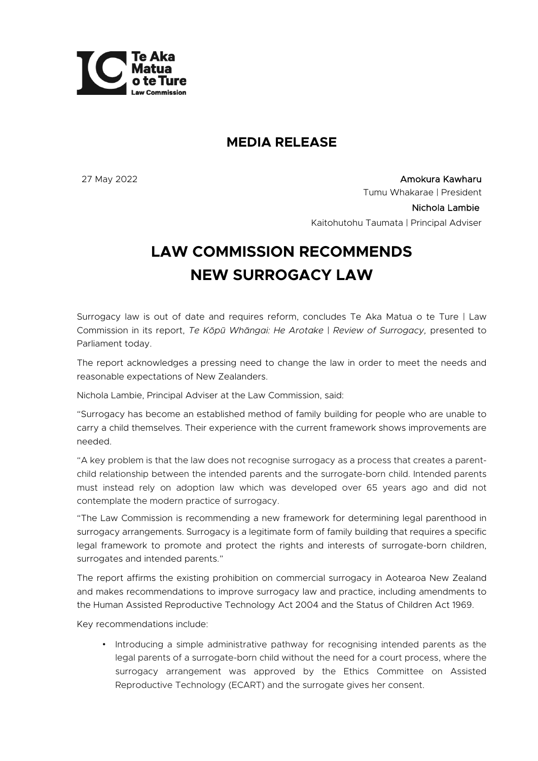Te Aka Matua o te Ture
Law Commission

## MEDIA RELEASE

27 May 2022

**Amokura Kawharu**
Tumu Whakarae | President

**Nichola Lambie**
Kaitohutohu Taumata | Principal Adviser

# LAW COMMISSION RECOMMENDS NEW SURROGACY LAW

Surrogacy law is out of date and requires reform, concludes Te Aka Matua o te Ture | Law Commission in its report, *Te Kōpū Whāngai: He Arotake | Review of Surrogacy,* presented to Parliament today.

The report acknowledges a pressing need to change the law in order to meet the needs and reasonable expectations of New Zealanders.

Nichola Lambie, Principal Adviser at the Law Commission, said:

"Surrogacy has become an established method of family building for people who are unable to carry a child themselves. Their experience with the current framework shows improvements are needed.

"A key problem is that the law does not recognise surrogacy as a process that creates a parent-child relationship between the intended parents and the surrogate-born child. Intended parents must instead rely on adoption law which was developed over 65 years ago and did not contemplate the modern practice of surrogacy.

"The Law Commission is recommending a new framework for determining legal parenthood in surrogacy arrangements. Surrogacy is a legitimate form of family building that requires a specific legal framework to promote and protect the rights and interests of surrogate-born children, surrogates and intended parents."

The report affirms the existing prohibition on commercial surrogacy in Aotearoa New Zealand and makes recommendations to improve surrogacy law and practice, including amendments to the Human Assisted Reproductive Technology Act 2004 and the Status of Children Act 1969.

Key recommendations include:

- Introducing a simple administrative pathway for recognising intended parents as the legal parents of a surrogate-born child without the need for a court process, where the surrogacy arrangement was approved by the Ethics Committee on Assisted Reproductive Technology (ECART) and the surrogate gives her consent.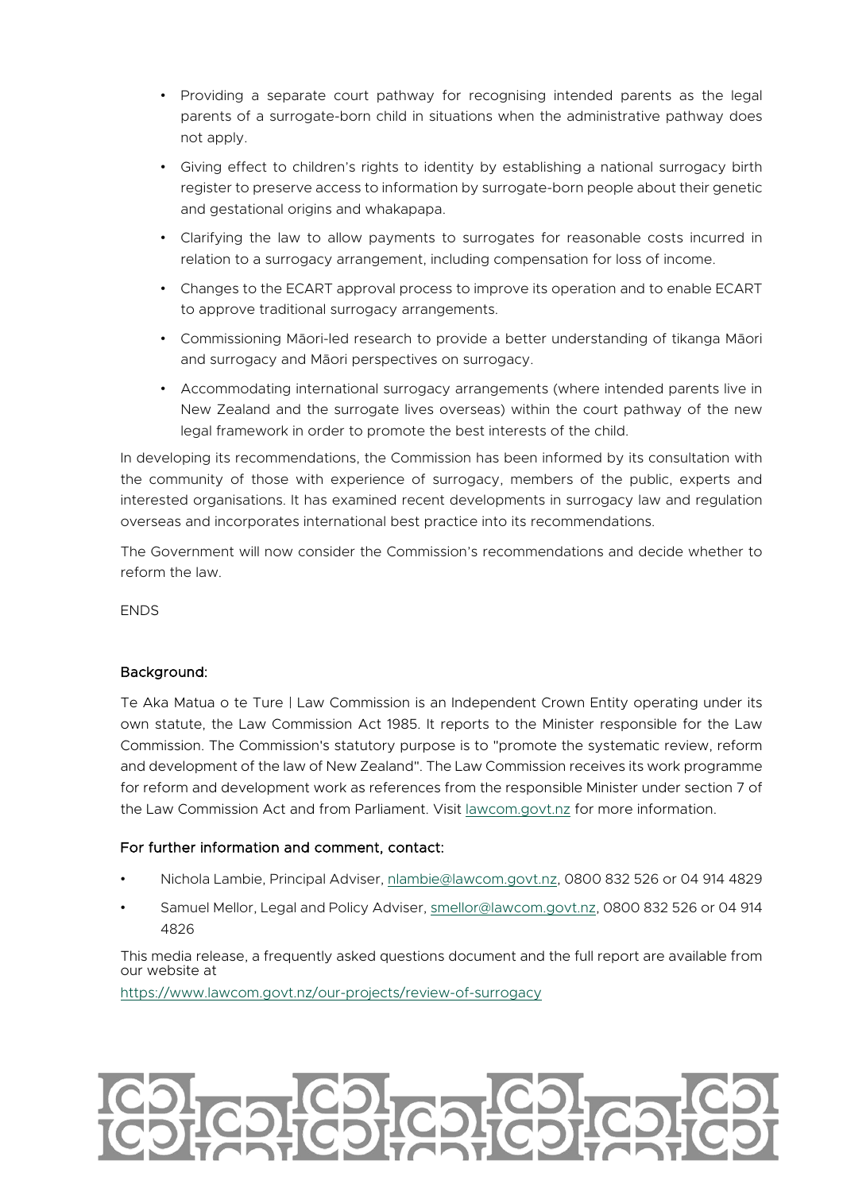- Providing a separate court pathway for recognising intended parents as the legal parents of a surrogate-born child in situations when the administrative pathway does not apply.
- Giving effect to children's rights to identity by establishing a national surrogacy birth register to preserve access to information by surrogate-born people about their genetic and gestational origins and whakapapa.
- Clarifying the law to allow payments to surrogates for reasonable costs incurred in relation to a surrogacy arrangement, including compensation for loss of income.
- Changes to the ECART approval process to improve its operation and to enable ECART to approve traditional surrogacy arrangements.
- Commissioning Māori-led research to provide a better understanding of tikanga Māori and surrogacy and Māori perspectives on surrogacy.
- Accommodating international surrogacy arrangements (where intended parents live in New Zealand and the surrogate lives overseas) within the court pathway of the new legal framework in order to promote the best interests of the child.

In developing its recommendations, the Commission has been informed by its consultation with the community of those with experience of surrogacy, members of the public, experts and interested organisations. It has examined recent developments in surrogacy law and regulation overseas and incorporates international best practice into its recommendations.

The Government will now consider the Commission's recommendations and decide whether to reform the law.

ENDS

**Background:**

Te Aka Matua o te Ture | Law Commission is an Independent Crown Entity operating under its own statute, the Law Commission Act 1985. It reports to the Minister responsible for the Law Commission. The Commission's statutory purpose is to "promote the systematic review, reform and development of the law of New Zealand". The Law Commission receives its work programme for reform and development work as references from the responsible Minister under section 7 of the Law Commission Act and from Parliament. Visit lawcom.govt.nz for more information.

**For further information and comment, contact:**

- Nichola Lambie, Principal Adviser, nlambie@lawcom.govt.nz, 0800 832 526 or 04 914 4829
- Samuel Mellor, Legal and Policy Adviser, smellor@lawcom.govt.nz, 0800 832 526 or 04 914 4826

This media release, a frequently asked questions document and the full report are available from our website at

https://www.lawcom.govt.nz/our-projects/review-of-surrogacy